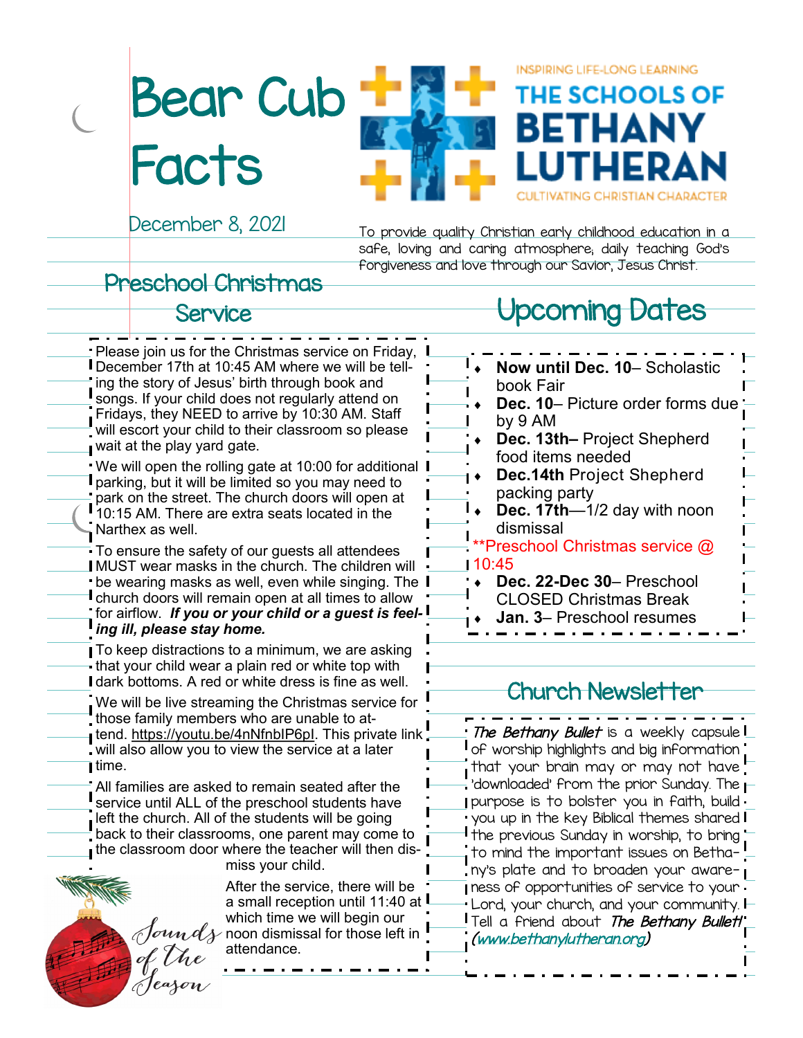# Bear Cub Facts

INSPIRING LIFE-LONG LEARNING

**THE SCHOOLS OF BETHANY LUTHERAN**

CULTIVATING CHRISTIAN CHARACTER

December 8, 2021

To provide quality Christian early childhood education in a safe, loving and caring atmosphere; daily teaching God's forgiveness and love through our Savior, Jesus Christ.

## Preschool Christmas Service

Please join us for the Christmas service on Friday, December 17th at 10:45 AM where we will be telling the story of Jesus' birth through book and songs. If your child does not regularly attend on Fridays, they NEED to arrive by 10:30 AM. Staff will escort your child to their classroom so please wait at the play yard gate.

We will open the rolling gate at 10:00 for additional parking, but it will be limited so you may need to park on the street. The church doors will open at 10:15 AM. There are extra seats located in the Narthex as well.

To ensure the safety of our guests all attendees MUST wear masks in the church. The children will be wearing masks as well, even while singing. The church doors will remain open at all times to allow for airflow. ***If you or your child or a guest is feeling ill, please stay home.***

To keep distractions to a minimum, we are asking that your child wear a plain red or white top with dark bottoms. A red or white dress is fine as well.

We will be live streaming the Christmas service for those family members who are unable to attend. https://youtu.be/4nNfnbIP6pI. This private link will also allow you to view the service at a later time.

All families are asked to remain seated after the service until ALL of the preschool students have left the church. All of the students will be going back to their classrooms, one parent may come to the classroom door where the teacher will then dismiss your child.

After the service, there will be a small reception until 11:40 at which time we will begin our noon dismissal for those left in attendance.

Sounds of the Season

## Upcoming Dates

- **Now until Dec. 10**– Scholastic book Fair
- **Dec. 10**– Picture order forms due by 9 AM
- **Dec. 13th–** Project Shepherd food items needed
- **Dec.14th** Project Shepherd packing party
- **Dec. 17th**—1/2 day with noon dismissal

\*\*Preschool Christmas service @ 10:45

- **Dec. 22-Dec 30**– Preschool CLOSED Christmas Break
- **Jan. 3**– Preschool resumes

## Church Newsletter

*The Bethany Bullet* is a weekly capsule of worship highlights and big information that your brain may or may not have 'downloaded' from the prior Sunday. The purpose is to bolster you in faith, build you up in the key Biblical themes shared the previous Sunday in worship, to bring to mind the important issues on Bethany's plate and to broaden your awareness of opportunities of service to your Lord, your church, and your community. Tell a friend about *The Bethany Bullet*! (*www.bethanylutheran.org*)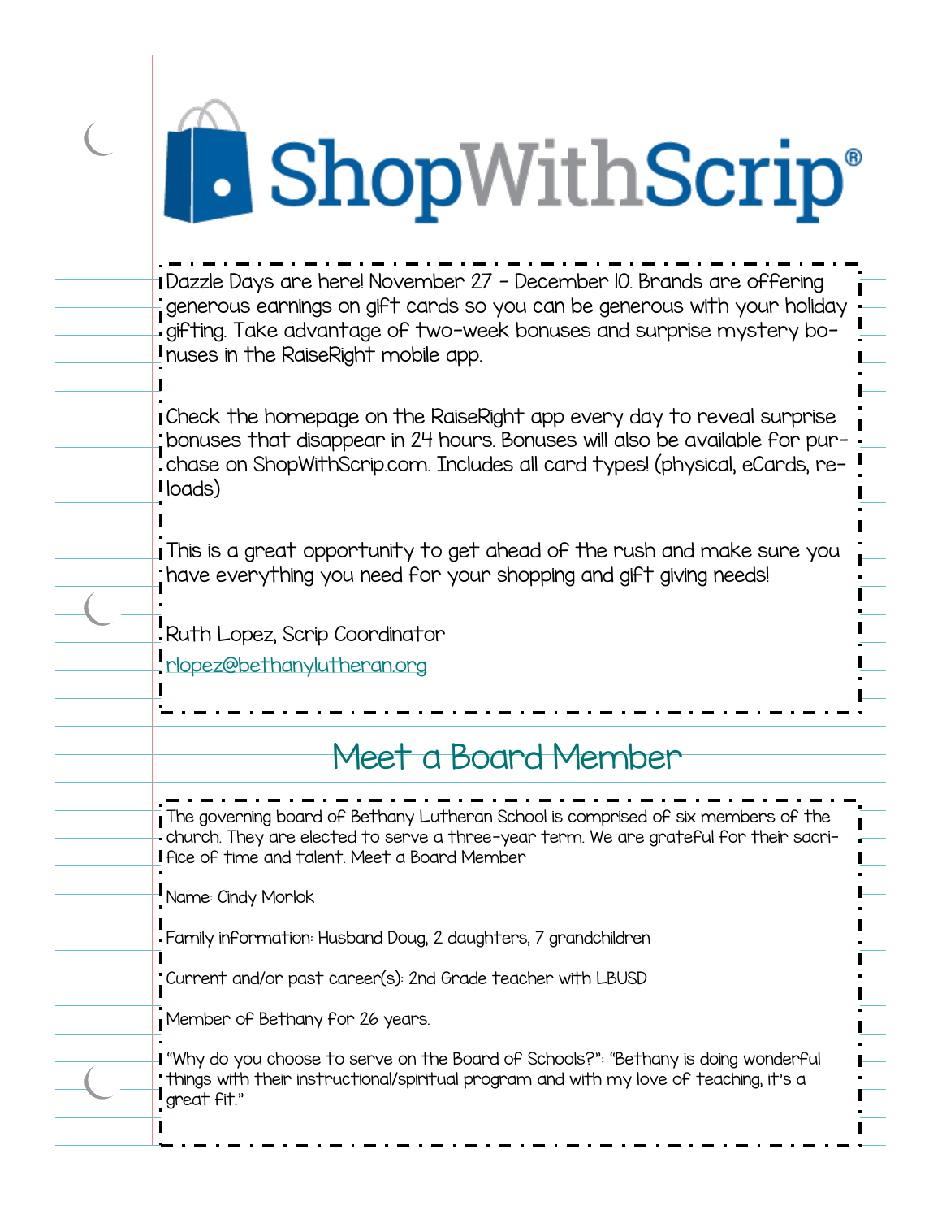# ShopWithScrip®

Dazzle Days are here! November 27 - December 10. Brands are offering generous earnings on gift cards so you can be generous with your holiday gifting. Take advantage of two-week bonuses and surprise mystery bonuses in the RaiseRight mobile app.

Check the homepage on the RaiseRight app every day to reveal surprise bonuses that disappear in 24 hours. Bonuses will also be available for purchase on ShopWithScrip.com. Includes all card types! (physical, eCards, reloads)

This is a great opportunity to get ahead of the rush and make sure you have everything you need for your shopping and gift giving needs!

Ruth Lopez, Scrip Coordinator

rlopez@bethanylutheran.org

## Meet a Board Member

The governing board of Bethany Lutheran School is comprised of six members of the church. They are elected to serve a three-year term. We are grateful for their sacrifice of time and talent. Meet a Board Member

Name: Cindy Morlok

Family information: Husband Doug, 2 daughters, 7 grandchildren

Current and/or past career(s): 2nd Grade teacher with LBUSD

Member of Bethany for 26 years.

"Why do you choose to serve on the Board of Schools?": "Bethany is doing wonderful things with their instructional/spiritual program and with my love of teaching, it's a great fit."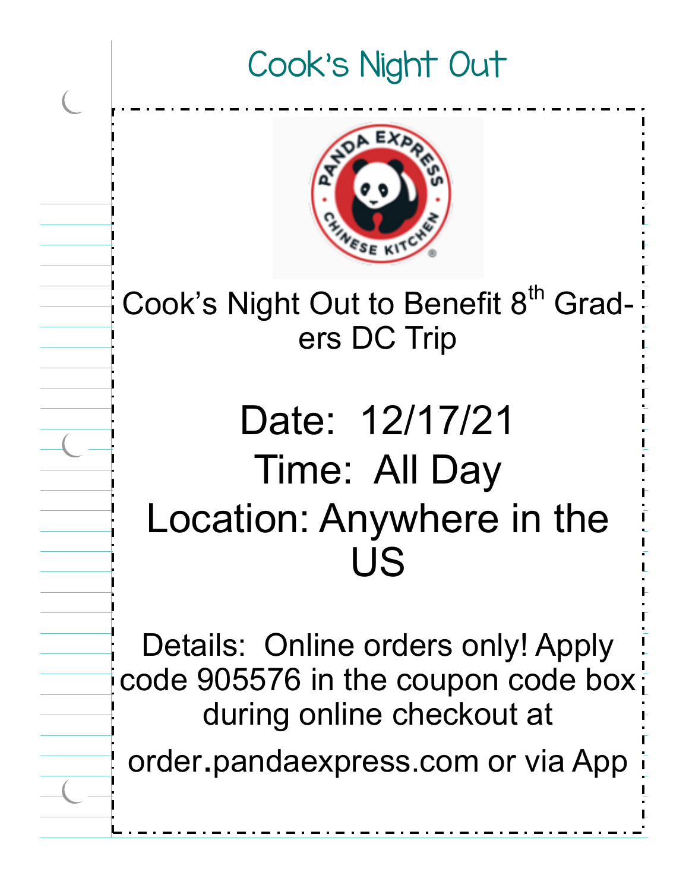# Cook's Night Out

Cook's Night Out to Benefit 8th Graders DC Trip

## Date: 12/17/21
## Time: All Day
## Location: Anywhere in the US

Details: Online orders only! Apply code 905576 in the coupon code box during online checkout at order.pandaexpress.com or via App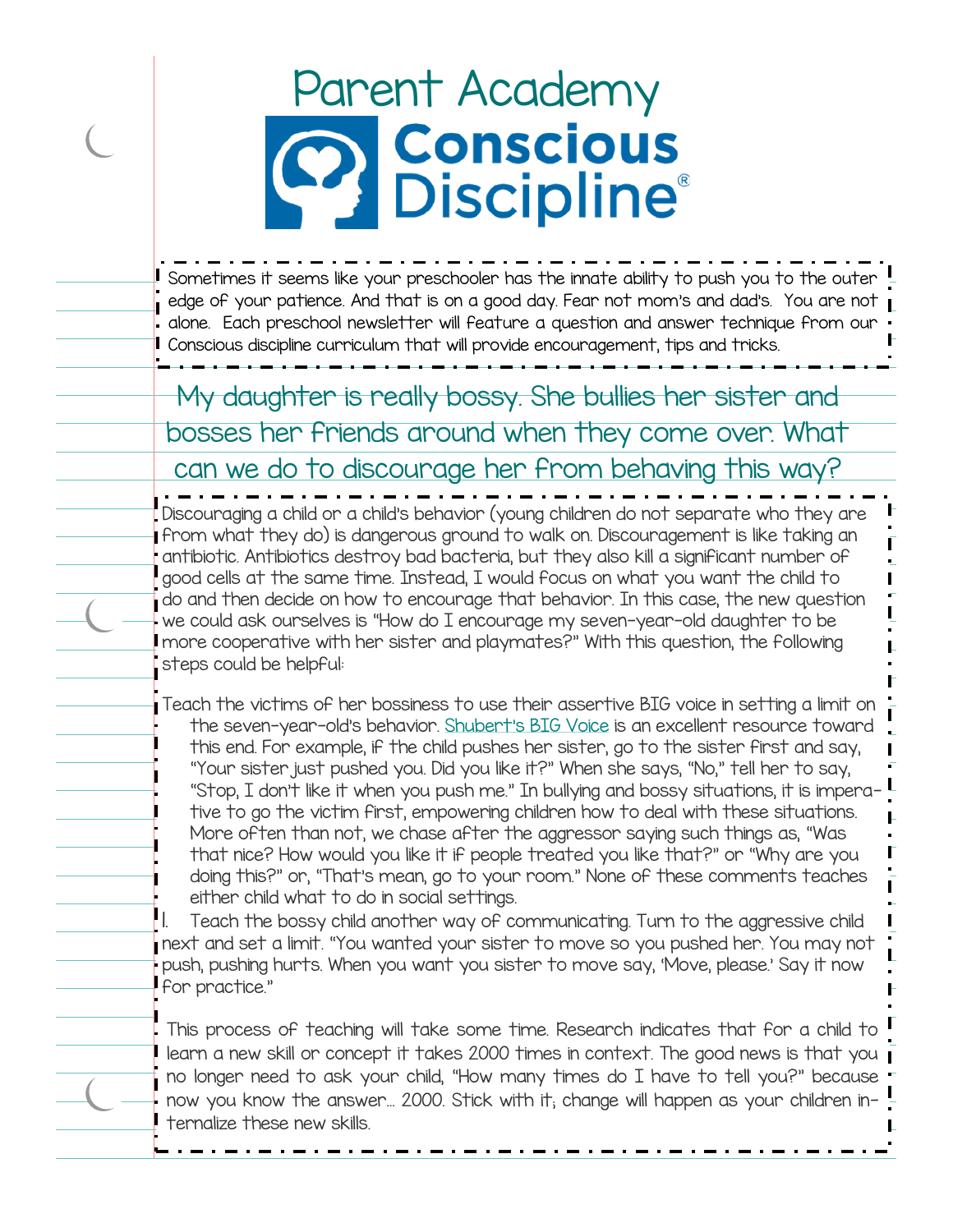# Parent Academy

## Conscious Discipline®

Sometimes it seems like your preschooler has the innate ability to push you to the outer edge of your patience. And that is on a good day. Fear not mom's and dad's. You are not alone. Each preschool newsletter will feature a question and answer technique from our Conscious discipline curriculum that will provide encouragement, tips and tricks.

### My daughter is really bossy. She bullies her sister and bosses her friends around when they come over. What can we do to discourage her from behaving this way?

Discouraging a child or a child's behavior (young children do not separate who they are from what they do) is dangerous ground to walk on. Discouragement is like taking an antibiotic. Antibiotics destroy bad bacteria, but they also kill a significant number of good cells at the same time. Instead, I would focus on what you want the child to do and then decide on how to encourage that behavior. In this case, the new question we could ask ourselves is "How do I encourage my seven-year-old daughter to be more cooperative with her sister and playmates?" With this question, the following steps could be helpful:

Teach the victims of her bossiness to use their assertive BIG voice in setting a limit on the seven-year-old's behavior. Shubert's BIG Voice is an excellent resource toward this end. For example, if the child pushes her sister, go to the sister first and say, "Your sister just pushed you. Did you like it?" When she says, "No," tell her to say, "Stop, I don't like it when you push me." In bullying and bossy situations, it is imperative to go the victim first, empowering children how to deal with these situations. More often than not, we chase after the aggressor saying such things as, "Was that nice? How would you like it if people treated you like that?" or "Why are you doing this?" or, "That's mean, go to your room." None of these comments teaches either child what to do in social settings.

1. Teach the bossy child another way of communicating. Turn to the aggressive child next and set a limit. "You wanted your sister to move so you pushed her. You may not push, pushing hurts. When you want you sister to move say, 'Move, please.' Say it now for practice."

This process of teaching will take some time. Research indicates that for a child to learn a new skill or concept it takes 2000 times in context. The good news is that you no longer need to ask your child, "How many times do I have to tell you?" because now you know the answer… 2000. Stick with it; change will happen as your children internalize these new skills.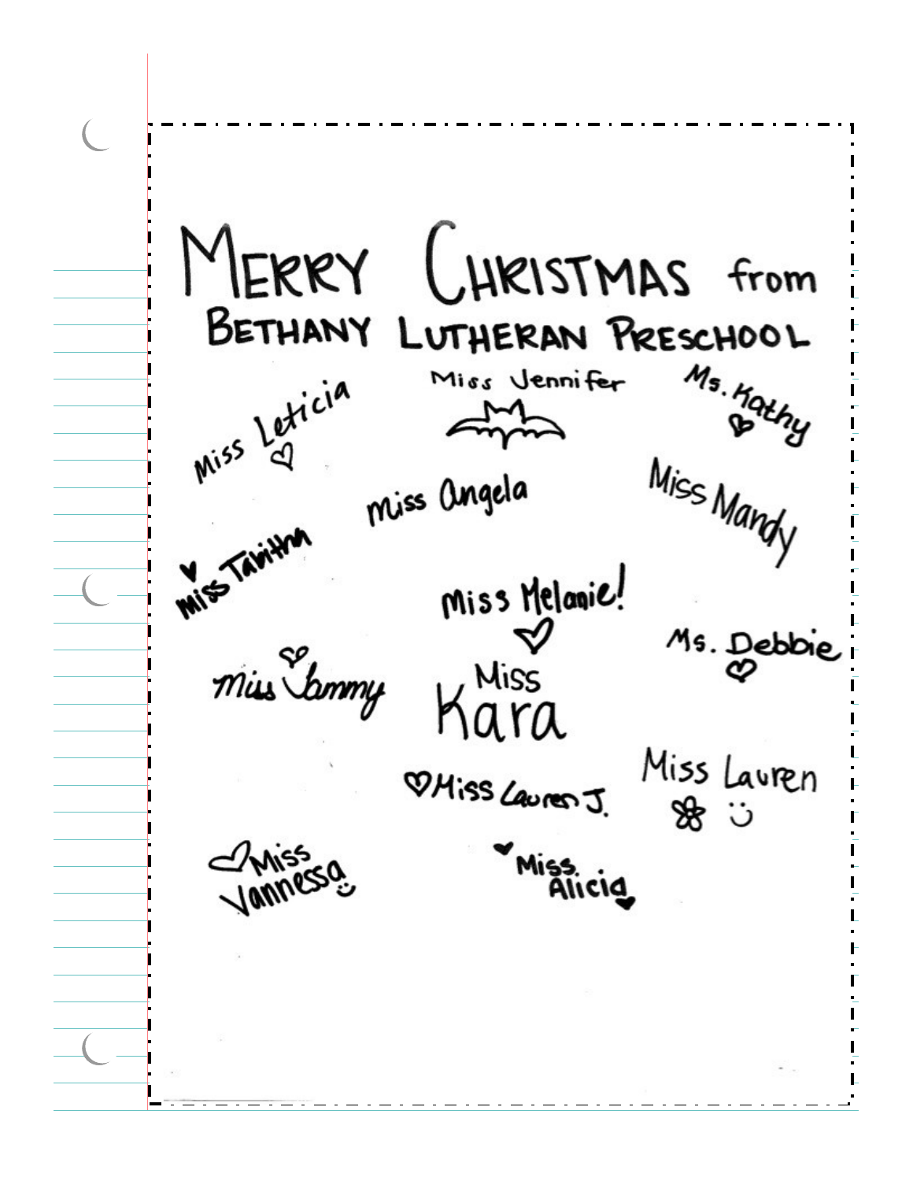# MERRY CHRISTMAS from BETHANY LUTHERAN PRESCHOOL

Miss Leticia

Miss Jennifer

Ms. Kathy

Miss Angela

Miss Mandy

Miss Tabitha

Miss Melanie!

Miss Tammy

Miss Kara

Ms. Debbie

Miss Lauren J.

Miss Lauren

Miss Vannessa

Miss Alicia